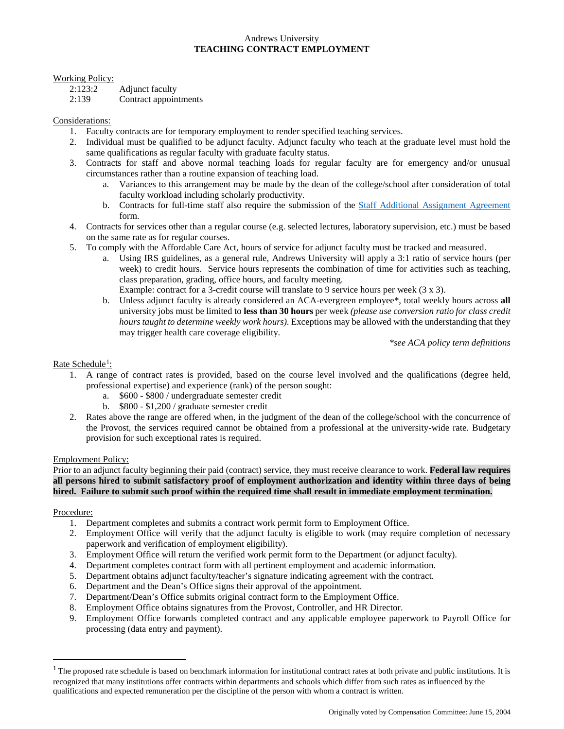# Andrews University
## TEACHING CONTRACT EMPLOYMENT

Working Policy:

- 2:123:2 Adjunct faculty
- 2:139 Contract appointments

Considerations:

1. Faculty contracts are for temporary employment to render specified teaching services.
2. Individual must be qualified to be adjunct faculty. Adjunct faculty who teach at the graduate level must hold the same qualifications as regular faculty with graduate faculty status.
3. Contracts for staff and above normal teaching loads for regular faculty are for emergency and/or unusual circumstances rather than a routine expansion of teaching load.
    a. Variances to this arrangement may be made by the dean of the college/school after consideration of total faculty workload including scholarly productivity.
    b. Contracts for full-time staff also require the submission of the Staff Additional Assignment Agreement form.
4. Contracts for services other than a regular course (e.g. selected lectures, laboratory supervision, etc.) must be based on the same rate as for regular courses.
5. To comply with the Affordable Care Act, hours of service for adjunct faculty must be tracked and measured.
    a. Using IRS guidelines, as a general rule, Andrews University will apply a 3:1 ratio of service hours (per week) to credit hours. Service hours represents the combination of time for activities such as teaching, class preparation, grading, office hours, and faculty meeting.
    Example: contract for a 3-credit course will translate to 9 service hours per week (3 x 3).
    b. Unless adjunct faculty is already considered an ACA-evergreen employee*, total weekly hours across **all** university jobs must be limited to **less than 30 hours** per week *(please use conversion ratio for class credit hours taught to determine weekly work hours)*. Exceptions may be allowed with the understanding that they may trigger health care coverage eligibility.

*\*see ACA policy term definitions*

Rate Schedule[1]:

1. A range of contract rates is provided, based on the course level involved and the qualifications (degree held, professional expertise) and experience (rank) of the person sought:
    a. $600 - $800 / undergraduate semester credit
    b. $800 - $1,200 / graduate semester credit
2. Rates above the range are offered when, in the judgment of the dean of the college/school with the concurrence of the Provost, the services required cannot be obtained from a professional at the university-wide rate. Budgetary provision for such exceptional rates is required.

Employment Policy:

Prior to an adjunct faculty beginning their paid (contract) service, they must receive clearance to work. **Federal law requires all persons hired to submit satisfactory proof of employment authorization and identity within three days of being hired. Failure to submit such proof within the required time shall result in immediate employment termination.**

Procedure:

1. Department completes and submits a contract work permit form to Employment Office.
2. Employment Office will verify that the adjunct faculty is eligible to work (may require completion of necessary paperwork and verification of employment eligibility).
3. Employment Office will return the verified work permit form to the Department (or adjunct faculty).
4. Department completes contract form with all pertinent employment and academic information.
5. Department obtains adjunct faculty/teacher's signature indicating agreement with the contract.
6. Department and the Dean's Office signs their approval of the appointment.
7. Department/Dean's Office submits original contract form to the Employment Office.
8. Employment Office obtains signatures from the Provost, Controller, and HR Director.
9. Employment Office forwards completed contract and any applicable employee paperwork to Payroll Office for processing (data entry and payment).

---

[1] The proposed rate schedule is based on benchmark information for institutional contract rates at both private and public institutions. It is recognized that many institutions offer contracts within departments and schools which differ from such rates as influenced by the qualifications and expected remuneration per the discipline of the person with whom a contract is written.

Originally voted by Compensation Committee: June 15, 2004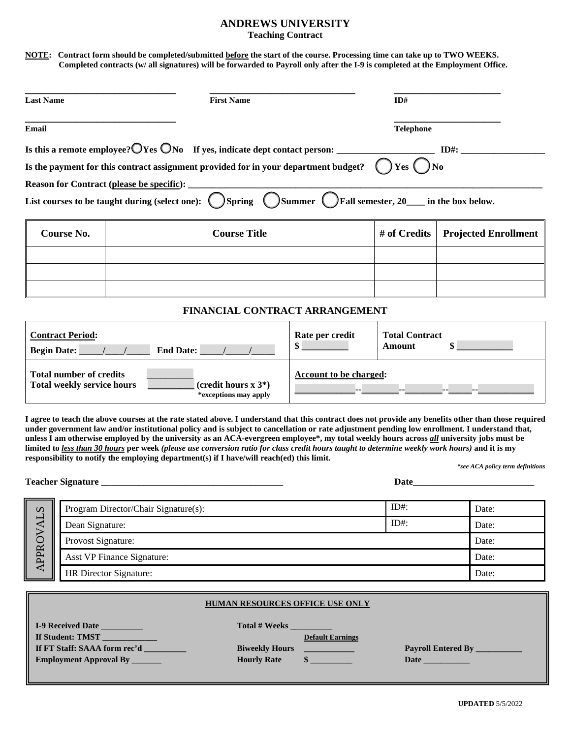# ANDREWS UNIVERSITY

**Teaching Contract**

**NOTE: Contract form should be completed/submitted before the start of the course. Processing time can take up to TWO WEEKS. Completed contracts (w/ all signatures) will be forwarded to Payroll only after the I-9 is completed at the Employment Office.**

**Last Name** ______________________ **First Name** ______________________ **ID#** ______________________

**Email** ______________________ **Telephone** ______________________

**Is this a remote employee?** ◯ **Yes** ◯ **No If yes, indicate dept contact person:** ______________________ **ID#:** ______________________

**Is the payment for this contract assignment provided for in your department budget?** ◯ **Yes** ◯ **No**

**Reason for Contract (please be specific):** ______________________________________________

**List courses to be taught during (select one):** ◯ **Spring** ◯ **Summer** ◯ **Fall semester, 20____ in the box below.**

| Course No. | Course Title | # of Credits | Projected Enrollment |
| --- | --- | --- | --- |
| | | | |
| | | | |
| | | | |

## FINANCIAL CONTRACT ARRANGEMENT

| | | |
| --- | --- | --- |
| **Contract Period:** **Begin Date:** _____/____/_____ **End Date:** _____/_____/_____ | **Rate per credit** $ __________ | **Total Contract Amount** $ ____________ |
| **Total number of credits** __________ **Total weekly service hours** __________ **(credit hours x 3*)** ***exceptions may apply** | **Account to be charged:** ____________--________--________--_____--____________ | |

**I agree to teach the above courses at the rate stated above. I understand that this contract does not provide any benefits other than those required under government law and/or institutional policy and is subject to cancellation or rate adjustment pending low enrollment. I understand that, unless I am otherwise employed by the university as an ACA-evergreen employee*, my total weekly hours across *all* university jobs must be limited to *less than 30 hours* per week *(please use conversion ratio for class credit hours taught to determine weekly work hours)* and it is my responsibility to notify the employing department(s) if I have/will reach(ed) this limit.**

***see ACA policy term definitions***

**Teacher Signature** ______________________________________ **Date**__________________________

**APPROVALS**

| | | |
| --- | --- | --- |
| Program Director/Chair Signature(s): | ID#: | Date: |
| Dean Signature: | ID#: | Date: |
| Provost Signature: | | Date: |
| Asst VP Finance Signature: | | Date: |
| HR Director Signature: | | Date: |

**HUMAN RESOURCES OFFICE USE ONLY**

**I-9 Received Date** __________

**If Student: TMST** _____________

**If FT Staff: SAAA form rec'd** __________

**Employment Approval By** _______

**Total # Weeks** __________

**Default Earnings**

**Biweekly Hours** ____________

**Hourly Rate** $ __________

**Payroll Entered By** ___________

**Date** ___________

**UPDATED** 5/5/2022